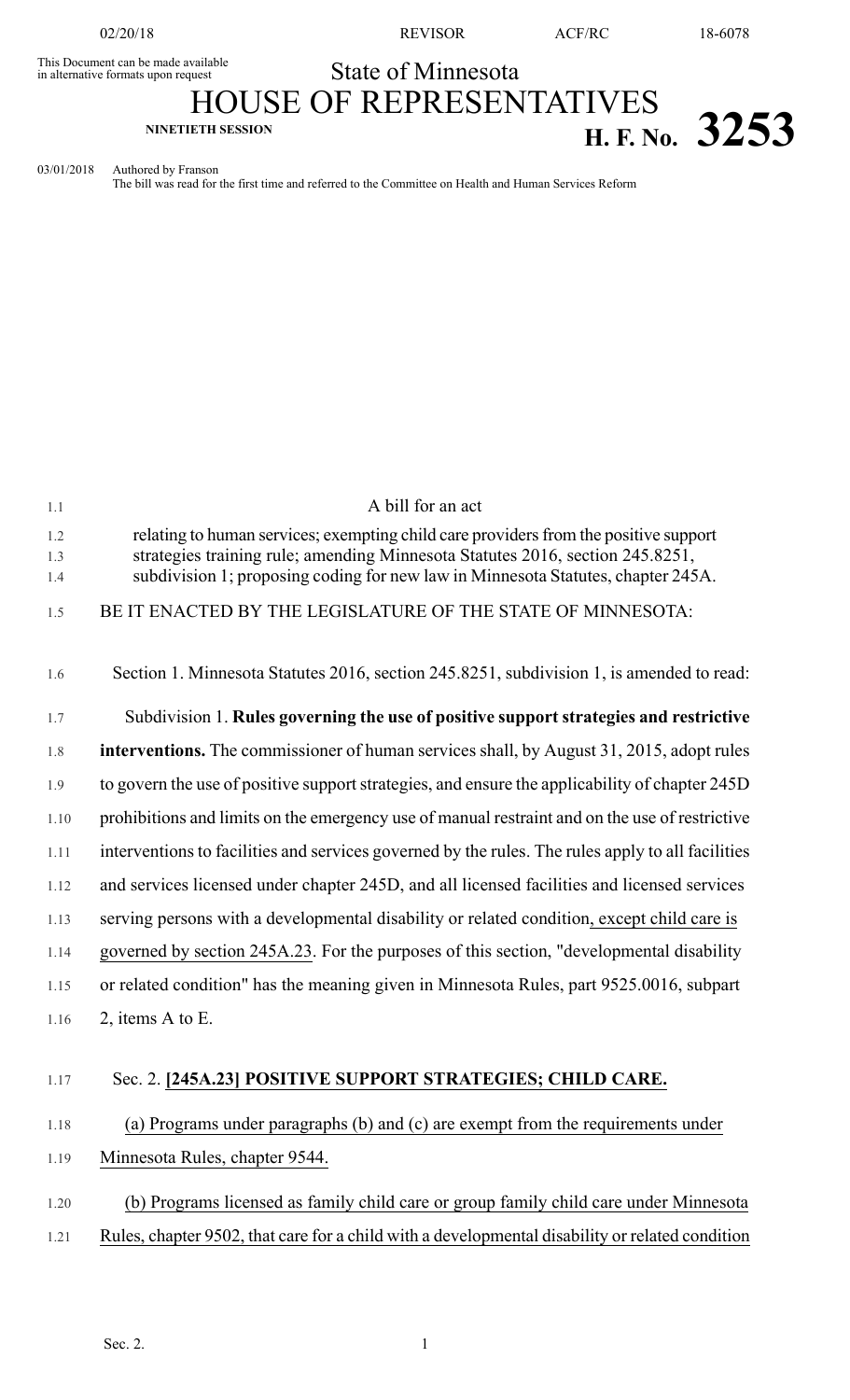This Document can be made available in alternative formats upon request

State of Minnesota

# HOUSE OF REPRESENTATIVES

NINETIETH SESSION

**H. F. No. 3253**

03/01/2018 Authored by Franson

The bill was read for the first time and referred to the Committee on Health and Human Services Reform

A bill for an act

relating to human services; exempting child care providers from the positive support strategies training rule; amending Minnesota Statutes 2016, section 245.8251, subdivision 1; proposing coding for new law in Minnesota Statutes, chapter 245A.

BE IT ENACTED BY THE LEGISLATURE OF THE STATE OF MINNESOTA:

Section 1. Minnesota Statutes 2016, section 245.8251, subdivision 1, is amended to read:

Subdivision 1. **Rules governing the use of positive support strategies and restrictive interventions.** The commissioner of human services shall, by August 31, 2015, adopt rules to govern the use of positive support strategies, and ensure the applicability of chapter 245D prohibitions and limits on the emergency use of manual restraint and on the use of restrictive interventions to facilities and services governed by the rules. The rules apply to all facilities and services licensed under chapter 245D, and all licensed facilities and licensed services serving persons with a developmental disability or related condition, except child care is governed by section 245A.23. For the purposes of this section, "developmental disability or related condition" has the meaning given in Minnesota Rules, part 9525.0016, subpart 2, items A to E.

Sec. 2. **[245A.23] POSITIVE SUPPORT STRATEGIES; CHILD CARE.**

(a) Programs under paragraphs (b) and (c) are exempt from the requirements under Minnesota Rules, chapter 9544.

(b) Programs licensed as family child care or group family child care under Minnesota Rules, chapter 9502, that care for a child with a developmental disability or related condition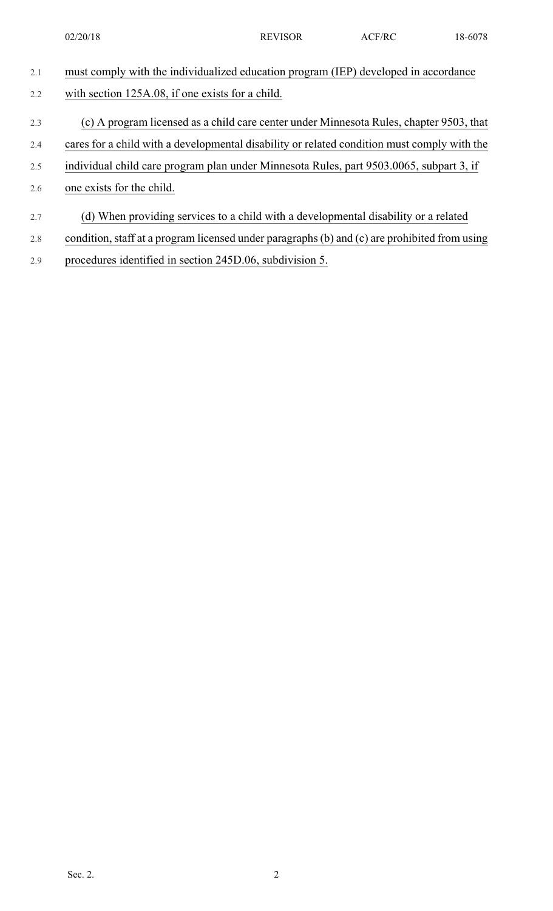must comply with the individualized education program (IEP) developed in accordance with section 125A.08, if one exists for a child.

(c) A program licensed as a child care center under Minnesota Rules, chapter 9503, that cares for a child with a developmental disability or related condition must comply with the individual child care program plan under Minnesota Rules, part 9503.0065, subpart 3, if one exists for the child.

(d) When providing services to a child with a developmental disability or a related condition, staff at a program licensed under paragraphs (b) and (c) are prohibited from using procedures identified in section 245D.06, subdivision 5.